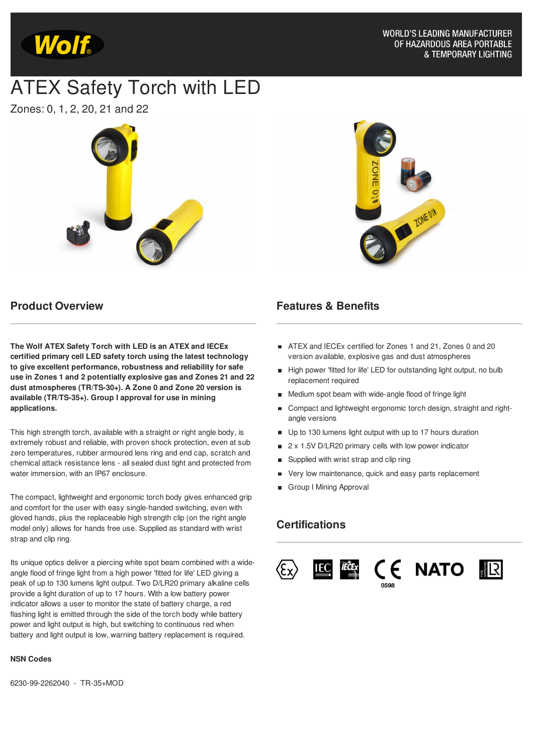WORLD'S LEADING MANUFACTURER OF HAZARDOUS AREA PORTABLE & TEMPORARY LIGHTING

# ATEX Safety Torch with LED

Zones: 0, 1, 2, 20, 21 and 22

## Product Overview

**The Wolf ATEX Safety Torch with LED is an ATEX and IECEx certified primary cell LED safety torch using the latest technology to give excellent performance, robustness and reliability for safe use in Zones 1 and 2 potentially explosive gas and Zones 21 and 22 dust atmospheres (TR/TS-30+). A Zone 0 and Zone 20 version is available (TR/TS-35+). Group I approval for use in mining applications.**

This high strength torch, available with a straight or right angle body, is extremely robust and reliable, with proven shock protection, even at sub zero temperatures, rubber armoured lens ring and end cap, scratch and chemical attack resistance lens - all sealed dust tight and protected from water immersion, with an IP67 enclosure.

The compact, lightweight and ergonomic torch body gives enhanced grip and comfort for the user with easy single-handed switching, even with gloved hands, plus the replaceable high strength clip (on the right angle model only) allows for hands free use. Supplied as standard with wrist strap and clip ring.

Its unique optics deliver a piercing white spot beam combined with a wide-angle flood of fringe light from a high power 'fitted for life' LED giving a peak of up to 130 lumens light output. Two D/LR20 primary alkaline cells provide a light duration of up to 17 hours. With a low battery power indicator allows a user to monitor the state of battery charge, a red flashing light is emitted through the side of the torch body while battery power and light output is high, but switching to continuous red when battery and light output is low, warning battery replacement is required.

**NSN Codes**

6230-99-2262040 - TR-35+MOD

## Features & Benefits

- ATEX and IECEx certified for Zones 1 and 21, Zones 0 and 20 version available, explosive gas and dust atmospheres
- High power 'fitted for life' LED for outstanding light output, no bulb replacement required
- Medium spot beam with wide-angle flood of fringe light
- Compact and lightweight ergonomic torch design, straight and right-angle versions
- Up to 130 lumens light output with up to 17 hours duration
- 2 x 1.5V D/LR20 primary cells with low power indicator
- Supplied with wrist strap and clip ring
- Very low maintenance, quick and easy parts replacement
- Group I Mining Approval

## Certifications

Ex IEC IECEx CE 0598 NATO LR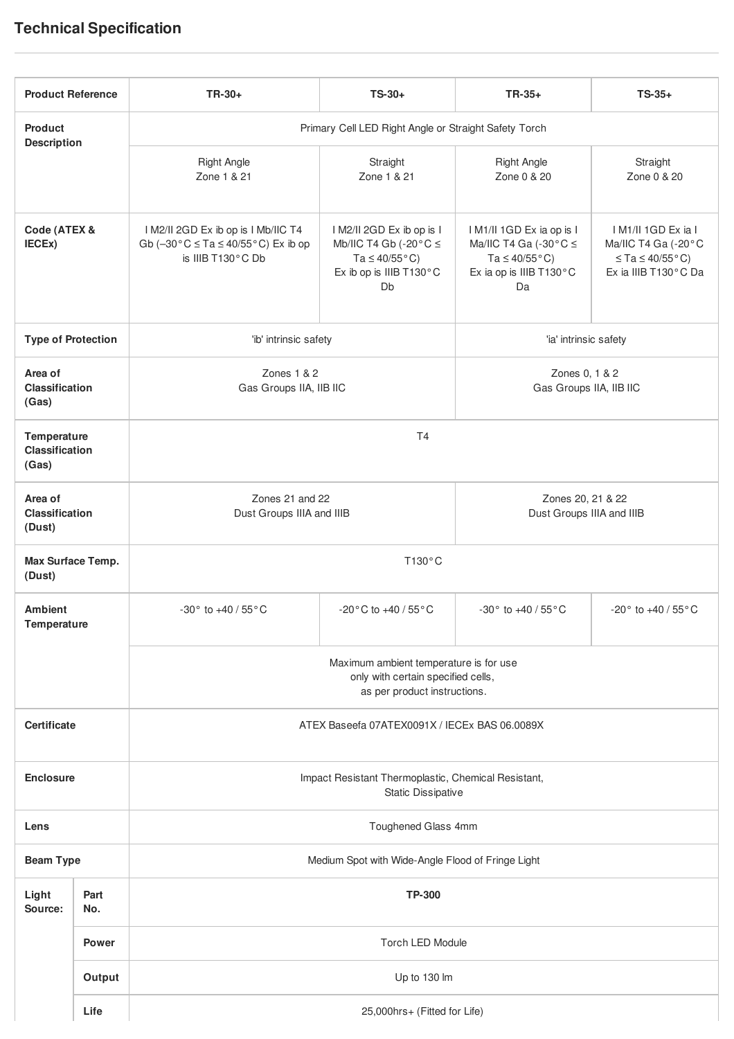## Technical Specification

| Product Reference | | TR-30+ | TS-30+ | TR-35+ | TS-35+ |
|---|---|---|---|---|---|
| Product Description | | Primary Cell LED Right Angle or Straight Safety Torch | | | |
| | | Right Angle<br>Zone 1 & 21 | Straight<br>Zone 1 & 21 | Right Angle<br>Zone 0 & 20 | Straight<br>Zone 0 & 20 |
| Code (ATEX & IECEx) | | I M2/II 2GD Ex ib op is I Mb/IIC T4 Gb (–30°C ≤ Ta ≤ 40/55°C) Ex ib op is IIIB T130°C Db | I M2/II 2GD Ex ib op is I Mb/IIC T4 Gb (-20°C ≤ Ta ≤ 40/55°C)<br>Ex ib op is IIIB T130°C Db | I M1/II 1GD Ex ia op is I Ma/IIC T4 Ga (-30°C ≤ Ta ≤ 40/55°C)<br>Ex ia op is IIIB T130°C Da | I M1/II 1GD Ex ia I Ma/IIC T4 Ga (-20°C ≤ Ta ≤ 40/55°C)<br>Ex ia IIIB T130°C Da |
| Type of Protection | | 'ib' intrinsic safety | | 'ia' intrinsic safety | |
| Area of Classification (Gas) | | Zones 1 & 2<br>Gas Groups IIA, IIB IIC | | Zones 0, 1 & 2<br>Gas Groups IIA, IIB IIC | |
| Temperature Classification (Gas) | | T4 | | | |
| Area of Classification (Dust) | | Zones 21 and 22<br>Dust Groups IIIA and IIIB | | Zones 20, 21 & 22<br>Dust Groups IIIA and IIIB | |
| Max Surface Temp. (Dust) | | T130°C | | | |
| Ambient Temperature | | -30° to +40 / 55°C | -20°C to +40 / 55°C | -30° to +40 / 55°C | -20° to +40 / 55°C |
| | | Maximum ambient temperature is for use only with certain specified cells, as per product instructions. | | | |
| Certificate | | ATEX Baseefa 07ATEX0091X / IECEx BAS 06.0089X | | | |
| Enclosure | | Impact Resistant Thermoplastic, Chemical Resistant, Static Dissipative | | | |
| Lens | | Toughened Glass 4mm | | | |
| Beam Type | | Medium Spot with Wide-Angle Flood of Fringe Light | | | |
| Light Source: | Part No. | **TP-300** | | | |
| | Power | Torch LED Module | | | |
| | Output | Up to 130 lm | | | |
| | Life | 25,000hrs+ (Fitted for Life) | | | |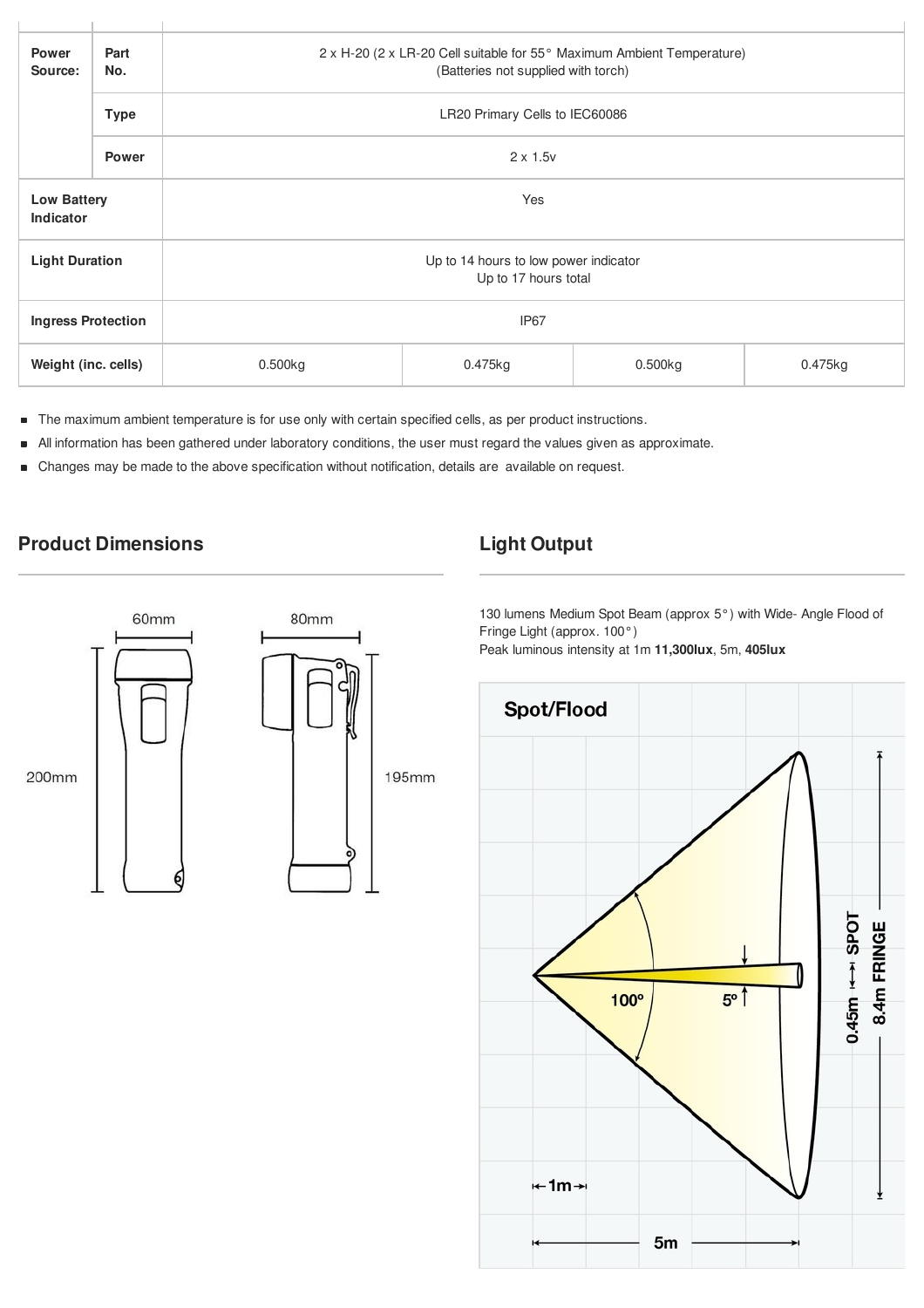| | | | | | |
|---|---|---|---|---|---|
| **Power Source:** | **Part No.** | 2 x H-20 (2 x LR-20 Cell suitable for 55° Maximum Ambient Temperature) (Batteries not supplied with torch) | | | |
| | **Type** | LR20 Primary Cells to IEC60086 | | | |
| | **Power** | 2 x 1.5v | | | |
| **Low Battery Indicator** | | Yes | | | |
| **Light Duration** | | Up to 14 hours to low power indicator<br>Up to 17 hours total | | | |
| **Ingress Protection** | | IP67 | | | |
| **Weight (inc. cells)** | | 0.500kg | 0.475kg | 0.500kg | 0.475kg |

- The maximum ambient temperature is for use only with certain specified cells, as per product instructions.
- All information has been gathered under laboratory conditions, the user must regard the values given as approximate.
- Changes may be made to the above specification without notification, details are available on request.

## Product Dimensions

60mm
80mm
200mm
195mm

## Light Output

130 lumens Medium Spot Beam (approx 5°) with Wide- Angle Flood of Fringe Light (approx. 100°)
Peak luminous intensity at 1m **11,300lux**, 5m, **405lux**

**Spot/Flood**

100° 5°
0.45m SPOT
8.4m FRINGE
1m
5m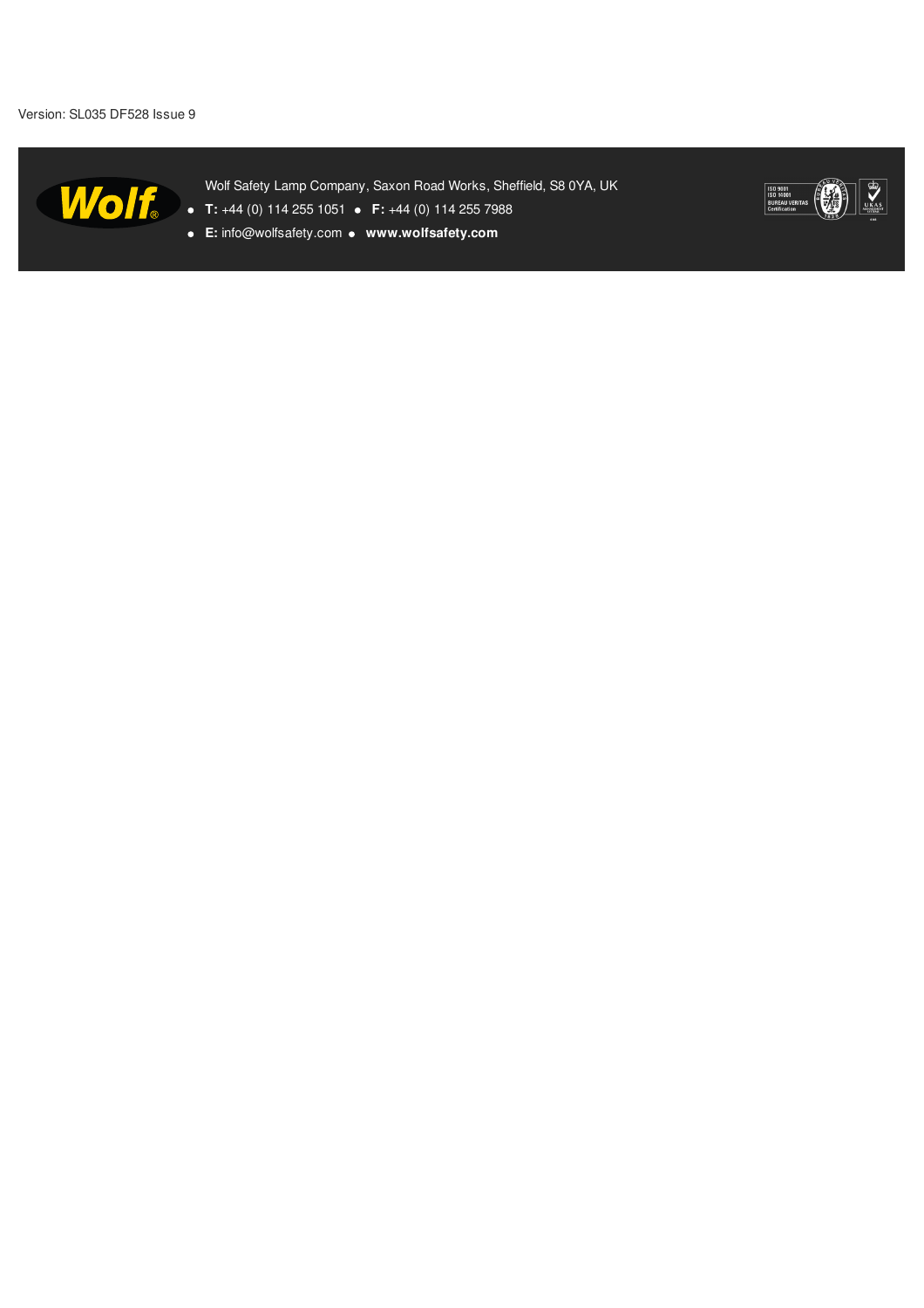Version: SL035 DF528 Issue 9

Wolf Safety Lamp Company, Saxon Road Works, Sheffield, S8 0YA, UK

- **T:** +44 (0) 114 255 1051
- **F:** +44 (0) 114 255 7988
- **E:** info@wolfsafety.com
- **www.wolfsafety.com**